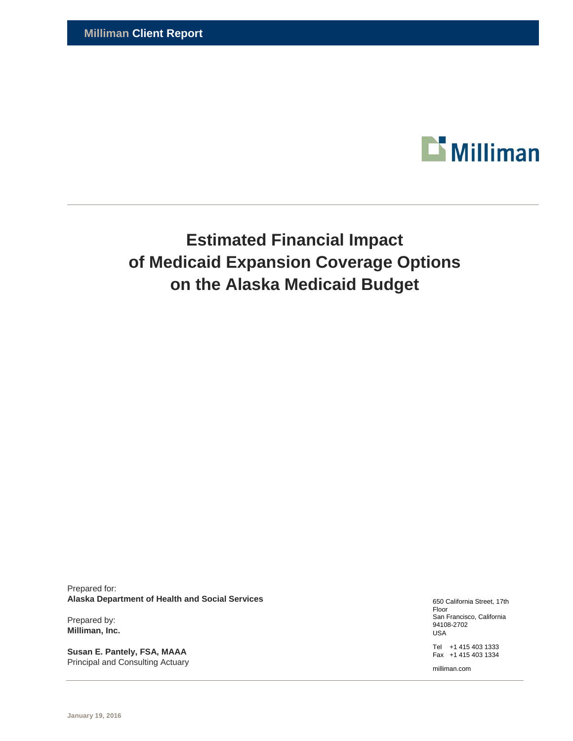**Milliman Client Report**

Milliman

# Estimated Financial Impact of Medicaid Expansion Coverage Options on the Alaska Medicaid Budget

Prepared for:
**Alaska Department of Health and Social Services**

Prepared by:
**Milliman, Inc.**

**Susan E. Pantely, FSA, MAAA**
Principal and Consulting Actuary

650 California Street, 17th Floor
San Francisco, California 94108-2702
USA

Tel +1 415 403 1333
Fax +1 415 403 1334

milliman.com

January 19, 2016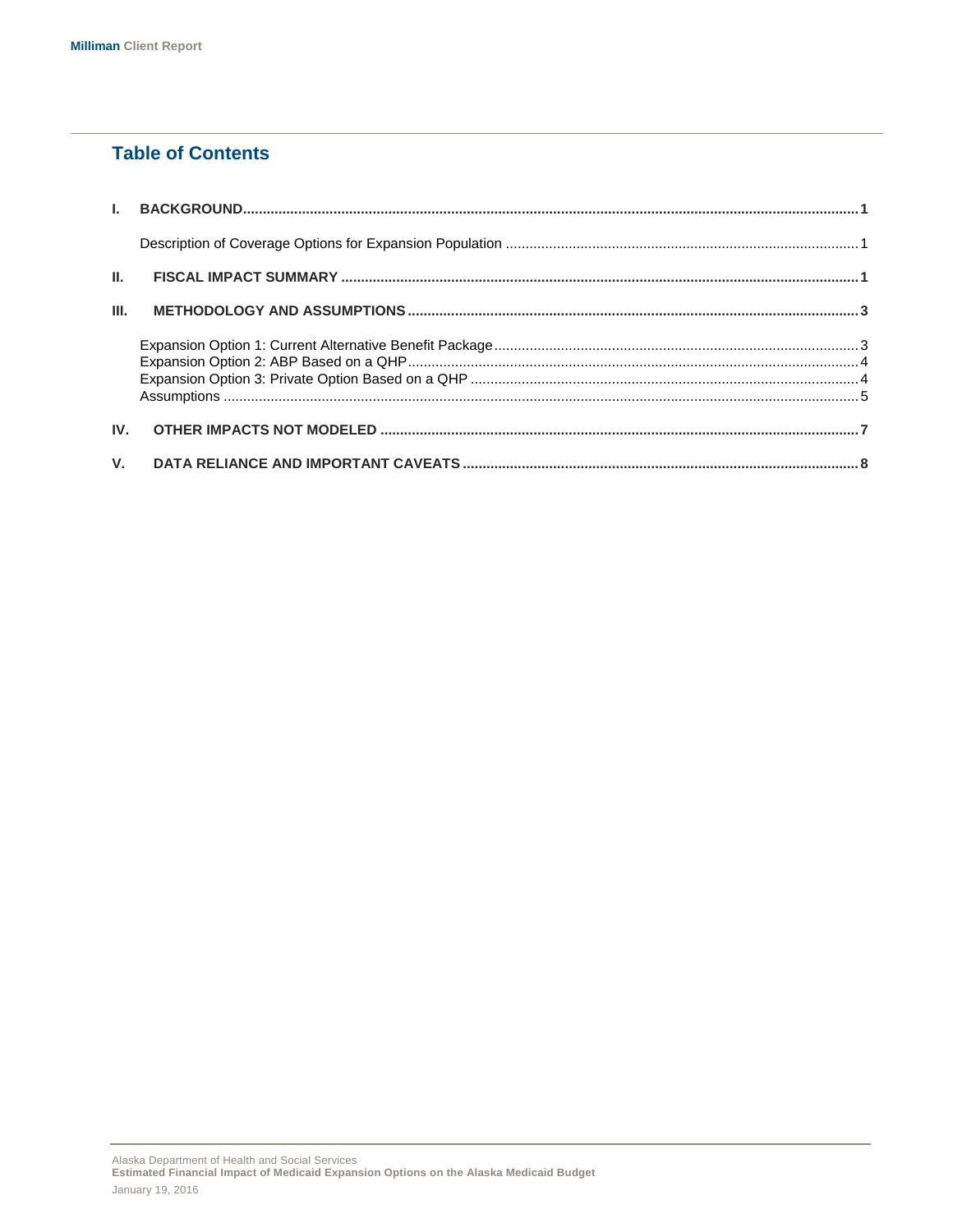## Table of Contents

**I. BACKGROUND** .......... **1**

Description of Coverage Options for Expansion Population .......... 1

**II. FISCAL IMPACT SUMMARY** .......... **1**

**III. METHODOLOGY AND ASSUMPTIONS** .......... **3**

Expansion Option 1: Current Alternative Benefit Package .......... 3
Expansion Option 2: ABP Based on a QHP .......... 4
Expansion Option 3: Private Option Based on a QHP .......... 4
Assumptions .......... 5

**IV. OTHER IMPACTS NOT MODELED** .......... **7**

**V. DATA RELIANCE AND IMPORTANT CAVEATS** .......... **8**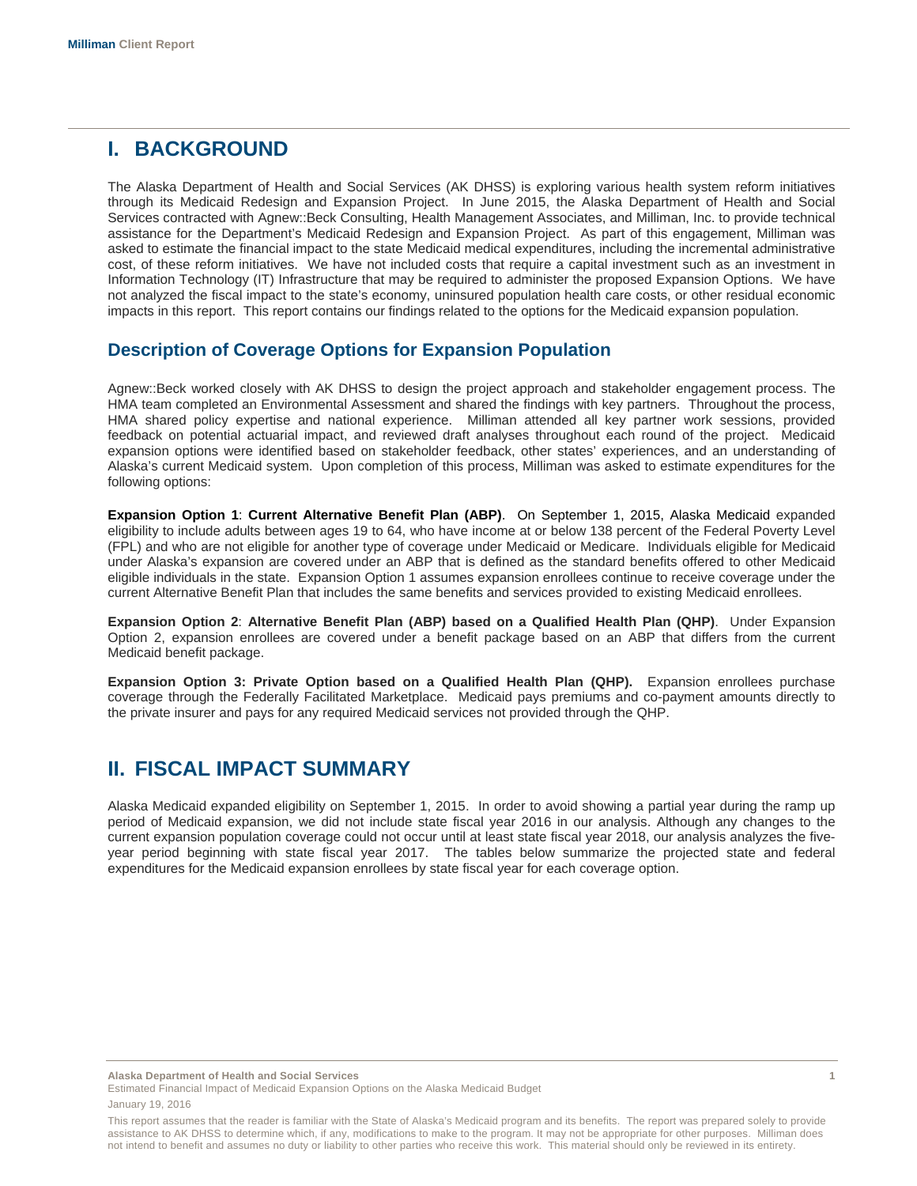# I. BACKGROUND

The Alaska Department of Health and Social Services (AK DHSS) is exploring various health system reform initiatives through its Medicaid Redesign and Expansion Project. In June 2015, the Alaska Department of Health and Social Services contracted with Agnew::Beck Consulting, Health Management Associates, and Milliman, Inc. to provide technical assistance for the Department's Medicaid Redesign and Expansion Project. As part of this engagement, Milliman was asked to estimate the financial impact to the state Medicaid medical expenditures, including the incremental administrative cost, of these reform initiatives. We have not included costs that require a capital investment such as an investment in Information Technology (IT) Infrastructure that may be required to administer the proposed Expansion Options. We have not analyzed the fiscal impact to the state's economy, uninsured population health care costs, or other residual economic impacts in this report. This report contains our findings related to the options for the Medicaid expansion population.

## Description of Coverage Options for Expansion Population

Agnew::Beck worked closely with AK DHSS to design the project approach and stakeholder engagement process. The HMA team completed an Environmental Assessment and shared the findings with key partners. Throughout the process, HMA shared policy expertise and national experience. Milliman attended all key partner work sessions, provided feedback on potential actuarial impact, and reviewed draft analyses throughout each round of the project. Medicaid expansion options were identified based on stakeholder feedback, other states' experiences, and an understanding of Alaska's current Medicaid system. Upon completion of this process, Milliman was asked to estimate expenditures for the following options:

**Expansion Option 1**: **Current Alternative Benefit Plan (ABP)**. On September 1, 2015, Alaska Medicaid expanded eligibility to include adults between ages 19 to 64, who have income at or below 138 percent of the Federal Poverty Level (FPL) and who are not eligible for another type of coverage under Medicaid or Medicare. Individuals eligible for Medicaid under Alaska's expansion are covered under an ABP that is defined as the standard benefits offered to other Medicaid eligible individuals in the state. Expansion Option 1 assumes expansion enrollees continue to receive coverage under the current Alternative Benefit Plan that includes the same benefits and services provided to existing Medicaid enrollees.

**Expansion Option 2**: **Alternative Benefit Plan (ABP) based on a Qualified Health Plan (QHP)**. Under Expansion Option 2, expansion enrollees are covered under a benefit package based on an ABP that differs from the current Medicaid benefit package.

**Expansion Option 3: Private Option based on a Qualified Health Plan (QHP).** Expansion enrollees purchase coverage through the Federally Facilitated Marketplace. Medicaid pays premiums and co-payment amounts directly to the private insurer and pays for any required Medicaid services not provided through the QHP.

# II. FISCAL IMPACT SUMMARY

Alaska Medicaid expanded eligibility on September 1, 2015. In order to avoid showing a partial year during the ramp up period of Medicaid expansion, we did not include state fiscal year 2016 in our analysis. Although any changes to the current expansion population coverage could not occur until at least state fiscal year 2018, our analysis analyzes the five-year period beginning with state fiscal year 2017. The tables below summarize the projected state and federal expenditures for the Medicaid expansion enrollees by state fiscal year for each coverage option.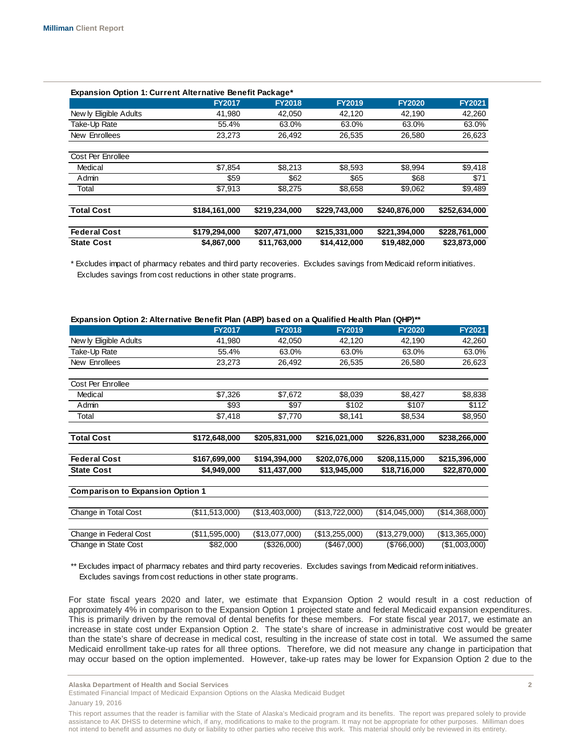**Expansion Option 1: Current Alternative Benefit Package***

| | FY2017 | FY2018 | FY2019 | FY2020 | FY2021 |
|---|---|---|---|---|---|
| Newly Eligible Adults | 41,980 | 42,050 | 42,120 | 42,190 | 42,260 |
| Take-Up Rate | 55.4% | 63.0% | 63.0% | 63.0% | 63.0% |
| New Enrollees | 23,273 | 26,492 | 26,535 | 26,580 | 26,623 |
| Cost Per Enrollee | | | | | |
| Medical | $7,854 | $8,213 | $8,593 | $8,994 | $9,418 |
| Admin | $59 | $62 | $65 | $68 | $71 |
| Total | $7,913 | $8,275 | $8,658 | $9,062 | $9,489 |
| **Total Cost** | **$184,161,000** | **$219,234,000** | **$229,743,000** | **$240,876,000** | **$252,634,000** |
| **Federal Cost** | **$179,294,000** | **$207,471,000** | **$215,331,000** | **$221,394,000** | **$228,761,000** |
| **State Cost** | **$4,867,000** | **$11,763,000** | **$14,412,000** | **$19,482,000** | **$23,873,000** |

\* Excludes impact of pharmacy rebates and third party recoveries. Excludes savings from Medicaid reform initiatives. Excludes savings from cost reductions in other state programs.

**Expansion Option 2: Alternative Benefit Plan (ABP) based on a Qualified Health Plan (QHP)****

| | FY2017 | FY2018 | FY2019 | FY2020 | FY2021 |
|---|---|---|---|---|---|
| Newly Eligible Adults | 41,980 | 42,050 | 42,120 | 42,190 | 42,260 |
| Take-Up Rate | 55.4% | 63.0% | 63.0% | 63.0% | 63.0% |
| New Enrollees | 23,273 | 26,492 | 26,535 | 26,580 | 26,623 |
| Cost Per Enrollee | | | | | |
| Medical | $7,326 | $7,672 | $8,039 | $8,427 | $8,838 |
| Admin | $93 | $97 | $102 | $107 | $112 |
| Total | $7,418 | $7,770 | $8,141 | $8,534 | $8,950 |
| **Total Cost** | **$172,648,000** | **$205,831,000** | **$216,021,000** | **$226,831,000** | **$238,266,000** |
| **Federal Cost** | **$167,699,000** | **$194,394,000** | **$202,076,000** | **$208,115,000** | **$215,396,000** |
| **State Cost** | **$4,949,000** | **$11,437,000** | **$13,945,000** | **$18,716,000** | **$22,870,000** |
| **Comparison to Expansion Option 1** | | | | | |
| Change in Total Cost | ($11,513,000) | ($13,403,000) | ($13,722,000) | ($14,045,000) | ($14,368,000) |
| Change in Federal Cost | ($11,595,000) | ($13,077,000) | ($13,255,000) | ($13,279,000) | ($13,365,000) |
| Change in State Cost | $82,000 | ($326,000) | ($467,000) | ($766,000) | ($1,003,000) |

** Excludes impact of pharmacy rebates and third party recoveries. Excludes savings from Medicaid reform initiatives. Excludes savings from cost reductions in other state programs.

For state fiscal years 2020 and later, we estimate that Expansion Option 2 would result in a cost reduction of approximately 4% in comparison to the Expansion Option 1 projected state and federal Medicaid expansion expenditures. This is primarily driven by the removal of dental benefits for these members. For state fiscal year 2017, we estimate an increase in state cost under Expansion Option 2. The state's share of increase in administrative cost would be greater than the state's share of decrease in medical cost, resulting in the increase of state cost in total. We assumed the same Medicaid enrollment take-up rates for all three options. Therefore, we did not measure any change in participation that may occur based on the option implemented. However, take-up rates may be lower for Expansion Option 2 due to the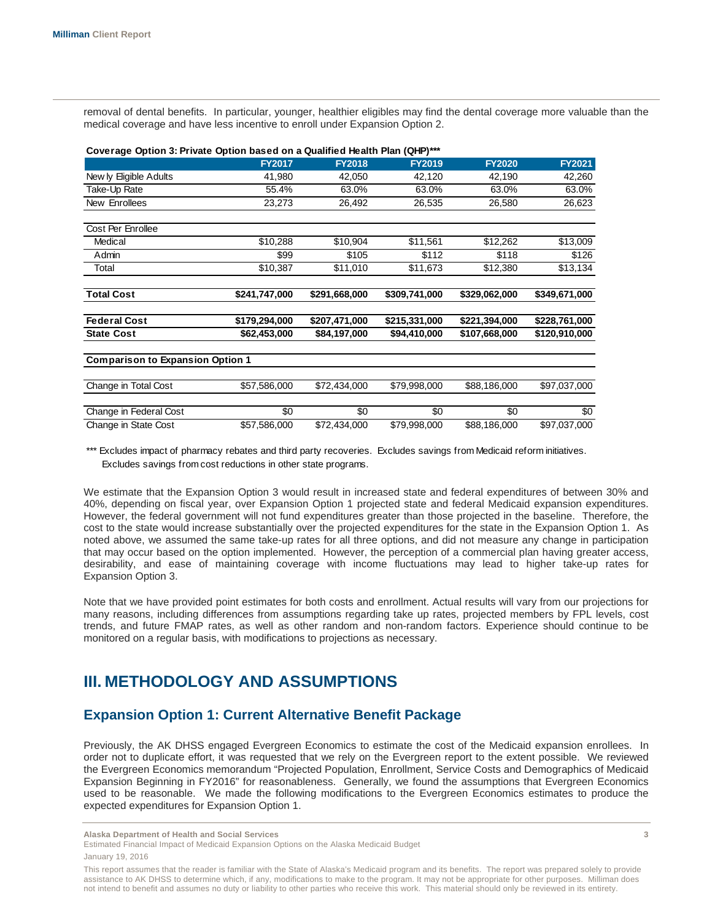removal of dental benefits. In particular, younger, healthier eligibles may find the dental coverage more valuable than the medical coverage and have less incentive to enroll under Expansion Option 2.

**Coverage Option 3: Private Option based on a Qualified Health Plan (QHP)*****

| | FY2017 | FY2018 | FY2019 | FY2020 | FY2021 |
|---|---|---|---|---|---|
| Newly Eligible Adults | 41,980 | 42,050 | 42,120 | 42,190 | 42,260 |
| Take-Up Rate | 55.4% | 63.0% | 63.0% | 63.0% | 63.0% |
| New Enrollees | 23,273 | 26,492 | 26,535 | 26,580 | 26,623 |
| | | | | | |
| Cost Per Enrollee | | | | | |
| Medical | $10,288 | $10,904 | $11,561 | $12,262 | $13,009 |
| Admin | $99 | $105 | $112 | $118 | $126 |
| Total | $10,387 | $11,010 | $11,673 | $12,380 | $13,134 |
| | | | | | |
| **Total Cost** | **$241,747,000** | **$291,668,000** | **$309,741,000** | **$329,062,000** | **$349,671,000** |
| | | | | | |
| **Federal Cost** | **$179,294,000** | **$207,471,000** | **$215,331,000** | **$221,394,000** | **$228,761,000** |
| **State Cost** | **$62,453,000** | **$84,197,000** | **$94,410,000** | **$107,668,000** | **$120,910,000** |
| | | | | | |
| **Comparison to Expansion Option 1** | | | | | |
| | | | | | |
| Change in Total Cost | $57,586,000 | $72,434,000 | $79,998,000 | $88,186,000 | $97,037,000 |
| | | | | | |
| Change in Federal Cost | $0 | $0 | $0 | $0 | $0 |
| Change in State Cost | $57,586,000 | $72,434,000 | $79,998,000 | $88,186,000 | $97,037,000 |

*** Excludes impact of pharmacy rebates and third party recoveries. Excludes savings from Medicaid reform initiatives. Excludes savings from cost reductions in other state programs.

We estimate that the Expansion Option 3 would result in increased state and federal expenditures of between 30% and 40%, depending on fiscal year, over Expansion Option 1 projected state and federal Medicaid expansion expenditures. However, the federal government will not fund expenditures greater than those projected in the baseline. Therefore, the cost to the state would increase substantially over the projected expenditures for the state in the Expansion Option 1. As noted above, we assumed the same take-up rates for all three options, and did not measure any change in participation that may occur based on the option implemented. However, the perception of a commercial plan having greater access, desirability, and ease of maintaining coverage with income fluctuations may lead to higher take-up rates for Expansion Option 3.

Note that we have provided point estimates for both costs and enrollment. Actual results will vary from our projections for many reasons, including differences from assumptions regarding take up rates, projected members by FPL levels, cost trends, and future FMAP rates, as well as other random and non-random factors. Experience should continue to be monitored on a regular basis, with modifications to projections as necessary.

# III. METHODOLOGY AND ASSUMPTIONS

## Expansion Option 1: Current Alternative Benefit Package

Previously, the AK DHSS engaged Evergreen Economics to estimate the cost of the Medicaid expansion enrollees. In order not to duplicate effort, it was requested that we rely on the Evergreen report to the extent possible. We reviewed the Evergreen Economics memorandum "Projected Population, Enrollment, Service Costs and Demographics of Medicaid Expansion Beginning in FY2016" for reasonableness. Generally, we found the assumptions that Evergreen Economics used to be reasonable. We made the following modifications to the Evergreen Economics estimates to produce the expected expenditures for Expansion Option 1.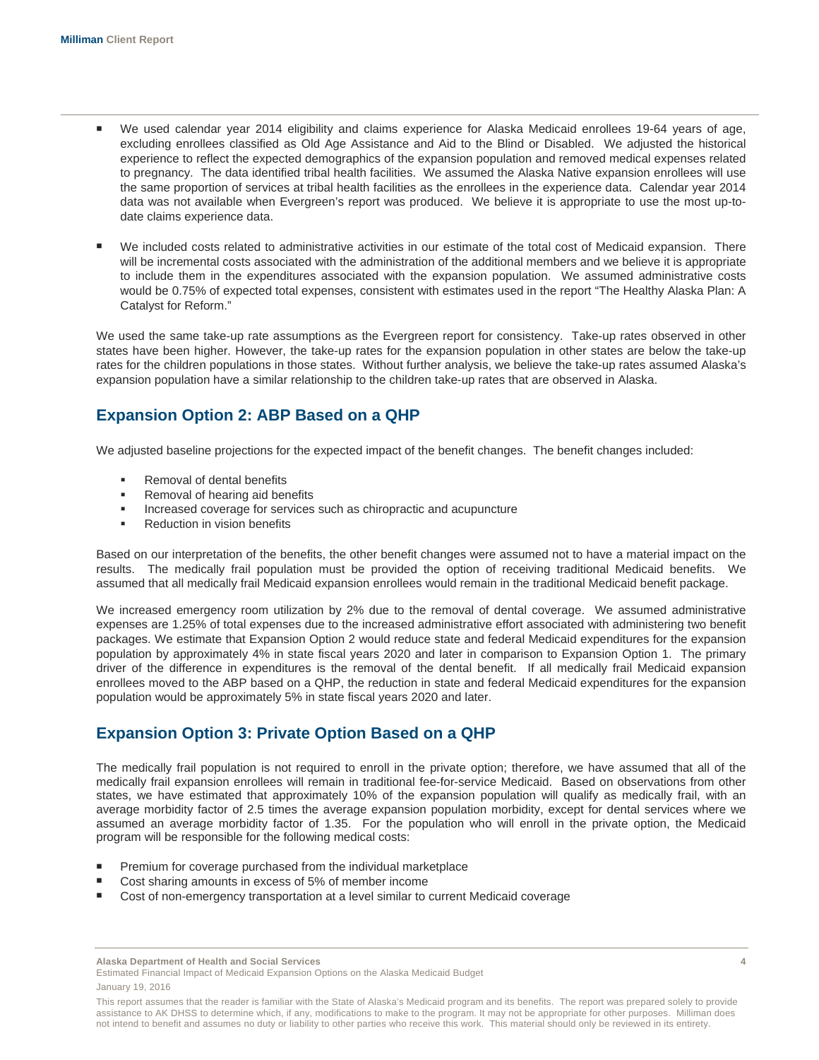- We used calendar year 2014 eligibility and claims experience for Alaska Medicaid enrollees 19-64 years of age, excluding enrollees classified as Old Age Assistance and Aid to the Blind or Disabled. We adjusted the historical experience to reflect the expected demographics of the expansion population and removed medical expenses related to pregnancy. The data identified tribal health facilities. We assumed the Alaska Native expansion enrollees will use the same proportion of services at tribal health facilities as the enrollees in the experience data. Calendar year 2014 data was not available when Evergreen's report was produced. We believe it is appropriate to use the most up-to-date claims experience data.

- We included costs related to administrative activities in our estimate of the total cost of Medicaid expansion. There will be incremental costs associated with the administration of the additional members and we believe it is appropriate to include them in the expenditures associated with the expansion population. We assumed administrative costs would be 0.75% of expected total expenses, consistent with estimates used in the report "The Healthy Alaska Plan: A Catalyst for Reform."

We used the same take-up rate assumptions as the Evergreen report for consistency. Take-up rates observed in other states have been higher. However, the take-up rates for the expansion population in other states are below the take-up rates for the children populations in those states. Without further analysis, we believe the take-up rates assumed Alaska's expansion population have a similar relationship to the children take-up rates that are observed in Alaska.

## Expansion Option 2: ABP Based on a QHP

We adjusted baseline projections for the expected impact of the benefit changes. The benefit changes included:

- Removal of dental benefits
- Removal of hearing aid benefits
- Increased coverage for services such as chiropractic and acupuncture
- Reduction in vision benefits

Based on our interpretation of the benefits, the other benefit changes were assumed not to have a material impact on the results. The medically frail population must be provided the option of receiving traditional Medicaid benefits. We assumed that all medically frail Medicaid expansion enrollees would remain in the traditional Medicaid benefit package.

We increased emergency room utilization by 2% due to the removal of dental coverage. We assumed administrative expenses are 1.25% of total expenses due to the increased administrative effort associated with administering two benefit packages. We estimate that Expansion Option 2 would reduce state and federal Medicaid expenditures for the expansion population by approximately 4% in state fiscal years 2020 and later in comparison to Expansion Option 1. The primary driver of the difference in expenditures is the removal of the dental benefit. If all medically frail Medicaid expansion enrollees moved to the ABP based on a QHP, the reduction in state and federal Medicaid expenditures for the expansion population would be approximately 5% in state fiscal years 2020 and later.

## Expansion Option 3: Private Option Based on a QHP

The medically frail population is not required to enroll in the private option; therefore, we have assumed that all of the medically frail expansion enrollees will remain in traditional fee-for-service Medicaid. Based on observations from other states, we have estimated that approximately 10% of the expansion population will qualify as medically frail, with an average morbidity factor of 2.5 times the average expansion population morbidity, except for dental services where we assumed an average morbidity factor of 1.35. For the population who will enroll in the private option, the Medicaid program will be responsible for the following medical costs:

- Premium for coverage purchased from the individual marketplace
- Cost sharing amounts in excess of 5% of member income
- Cost of non-emergency transportation at a level similar to current Medicaid coverage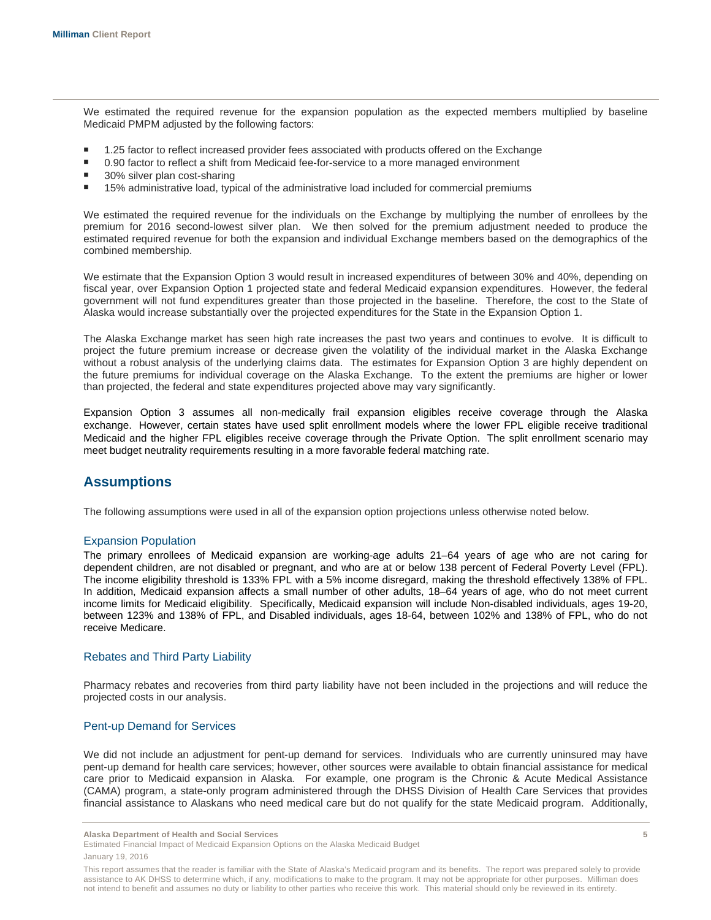We estimated the required revenue for the expansion population as the expected members multiplied by baseline Medicaid PMPM adjusted by the following factors:

- 1.25 factor to reflect increased provider fees associated with products offered on the Exchange
- 0.90 factor to reflect a shift from Medicaid fee-for-service to a more managed environment
- 30% silver plan cost-sharing
- 15% administrative load, typical of the administrative load included for commercial premiums

We estimated the required revenue for the individuals on the Exchange by multiplying the number of enrollees by the premium for 2016 second-lowest silver plan. We then solved for the premium adjustment needed to produce the estimated required revenue for both the expansion and individual Exchange members based on the demographics of the combined membership.

We estimate that the Expansion Option 3 would result in increased expenditures of between 30% and 40%, depending on fiscal year, over Expansion Option 1 projected state and federal Medicaid expansion expenditures. However, the federal government will not fund expenditures greater than those projected in the baseline. Therefore, the cost to the State of Alaska would increase substantially over the projected expenditures for the State in the Expansion Option 1.

The Alaska Exchange market has seen high rate increases the past two years and continues to evolve. It is difficult to project the future premium increase or decrease given the volatility of the individual market in the Alaska Exchange without a robust analysis of the underlying claims data. The estimates for Expansion Option 3 are highly dependent on the future premiums for individual coverage on the Alaska Exchange. To the extent the premiums are higher or lower than projected, the federal and state expenditures projected above may vary significantly.

Expansion Option 3 assumes all non-medically frail expansion eligibles receive coverage through the Alaska exchange. However, certain states have used split enrollment models where the lower FPL eligible receive traditional Medicaid and the higher FPL eligibles receive coverage through the Private Option. The split enrollment scenario may meet budget neutrality requirements resulting in a more favorable federal matching rate.

## Assumptions

The following assumptions were used in all of the expansion option projections unless otherwise noted below.

### Expansion Population

The primary enrollees of Medicaid expansion are working-age adults 21–64 years of age who are not caring for dependent children, are not disabled or pregnant, and who are at or below 138 percent of Federal Poverty Level (FPL). The income eligibility threshold is 133% FPL with a 5% income disregard, making the threshold effectively 138% of FPL. In addition, Medicaid expansion affects a small number of other adults, 18–64 years of age, who do not meet current income limits for Medicaid eligibility. Specifically, Medicaid expansion will include Non-disabled individuals, ages 19-20, between 123% and 138% of FPL, and Disabled individuals, ages 18-64, between 102% and 138% of FPL, who do not receive Medicare.

### Rebates and Third Party Liability

Pharmacy rebates and recoveries from third party liability have not been included in the projections and will reduce the projected costs in our analysis.

### Pent-up Demand for Services

We did not include an adjustment for pent-up demand for services. Individuals who are currently uninsured may have pent-up demand for health care services; however, other sources were available to obtain financial assistance for medical care prior to Medicaid expansion in Alaska. For example, one program is the Chronic & Acute Medical Assistance (CAMA) program, a state-only program administered through the DHSS Division of Health Care Services that provides financial assistance to Alaskans who need medical care but do not qualify for the state Medicaid program. Additionally,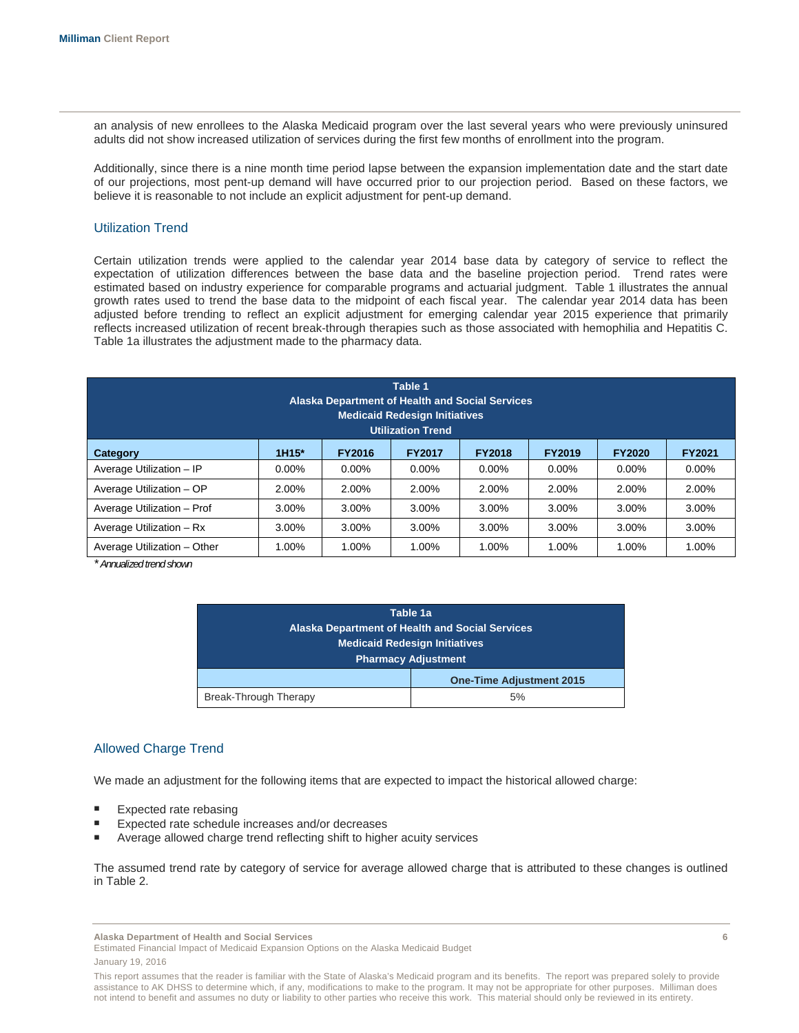an analysis of new enrollees to the Alaska Medicaid program over the last several years who were previously uninsured adults did not show increased utilization of services during the first few months of enrollment into the program.

Additionally, since there is a nine month time period lapse between the expansion implementation date and the start date of our projections, most pent-up demand will have occurred prior to our projection period. Based on these factors, we believe it is reasonable to not include an explicit adjustment for pent-up demand.

## Utilization Trend

Certain utilization trends were applied to the calendar year 2014 base data by category of service to reflect the expectation of utilization differences between the base data and the baseline projection period. Trend rates were estimated based on industry experience for comparable programs and actuarial judgment. Table 1 illustrates the annual growth rates used to trend the base data to the midpoint of each fiscal year. The calendar year 2014 data has been adjusted before trending to reflect an explicit adjustment for emerging calendar year 2015 experience that primarily reflects increased utilization of recent break-through therapies such as those associated with hemophilia and Hepatitis C. Table 1a illustrates the adjustment made to the pharmacy data.

**Table 1**
**Alaska Department of Health and Social Services**
**Medicaid Redesign Initiatives**
**Utilization Trend**

| Category | 1H15* | FY2016 | FY2017 | FY2018 | FY2019 | FY2020 | FY2021 |
|---|---|---|---|---|---|---|---|
| Average Utilization – IP | 0.00% | 0.00% | 0.00% | 0.00% | 0.00% | 0.00% | 0.00% |
| Average Utilization – OP | 2.00% | 2.00% | 2.00% | 2.00% | 2.00% | 2.00% | 2.00% |
| Average Utilization – Prof | 3.00% | 3.00% | 3.00% | 3.00% | 3.00% | 3.00% | 3.00% |
| Average Utilization – Rx | 3.00% | 3.00% | 3.00% | 3.00% | 3.00% | 3.00% | 3.00% |
| Average Utilization – Other | 1.00% | 1.00% | 1.00% | 1.00% | 1.00% | 1.00% | 1.00% |

*\* Annualized trend shown*

**Table 1a**
**Alaska Department of Health and Social Services**
**Medicaid Redesign Initiatives**
**Pharmacy Adjustment**

| | One-Time Adjustment 2015 |
|---|---|
| Break-Through Therapy | 5% |

## Allowed Charge Trend

We made an adjustment for the following items that are expected to impact the historical allowed charge:

- Expected rate rebasing
- Expected rate schedule increases and/or decreases
- Average allowed charge trend reflecting shift to higher acuity services

The assumed trend rate by category of service for average allowed charge that is attributed to these changes is outlined in Table 2.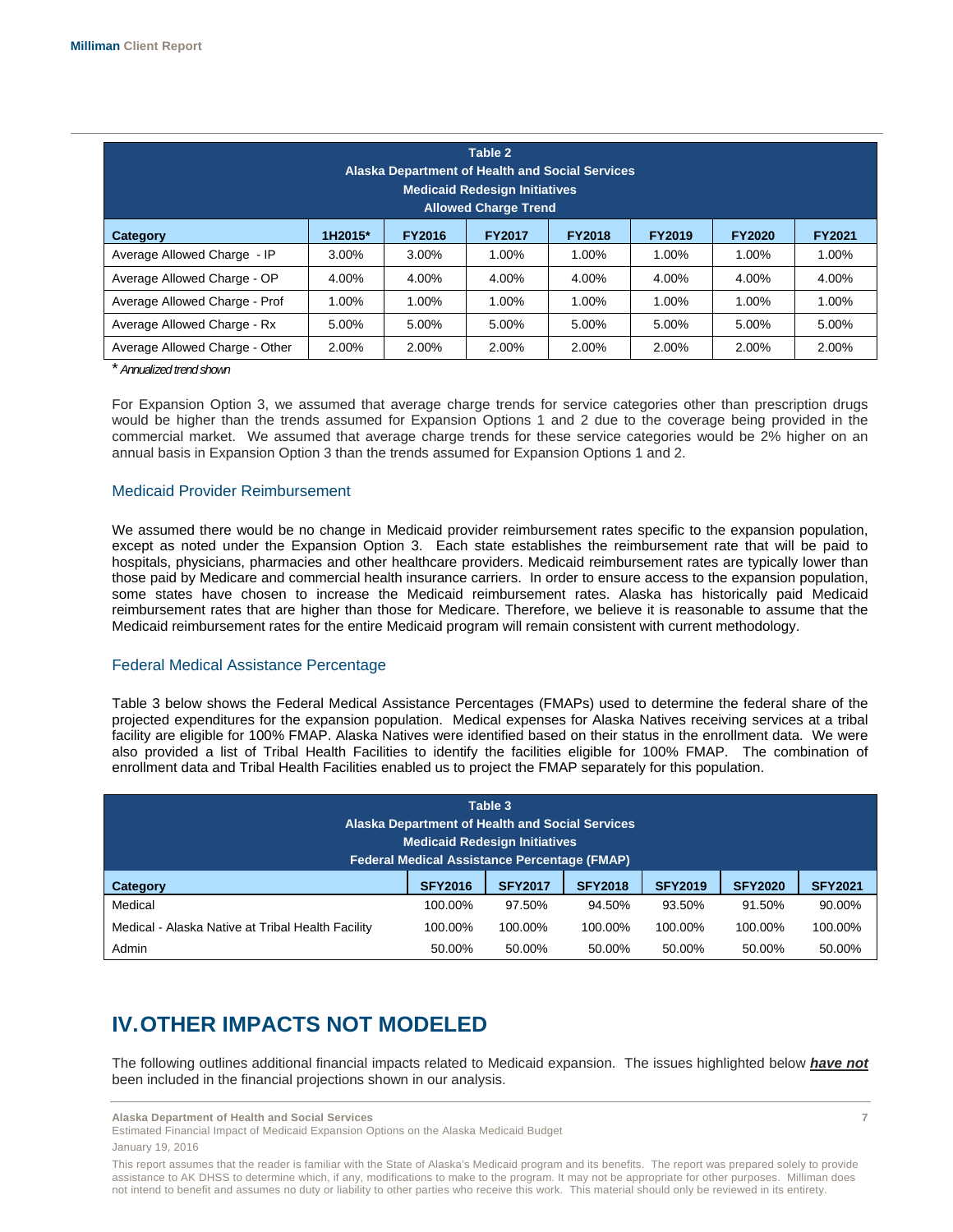| Table 2<br>Alaska Department of Health and Social Services<br>Medicaid Redesign Initiatives<br>Allowed Charge Trend | | | | | | | |
|---|---|---|---|---|---|---|---|
| **Category** | **1H2015*** | **FY2016** | **FY2017** | **FY2018** | **FY2019** | **FY2020** | **FY2021** |
| Average Allowed Charge - IP | 3.00% | 3.00% | 1.00% | 1.00% | 1.00% | 1.00% | 1.00% |
| Average Allowed Charge - OP | 4.00% | 4.00% | 4.00% | 4.00% | 4.00% | 4.00% | 4.00% |
| Average Allowed Charge - Prof | 1.00% | 1.00% | 1.00% | 1.00% | 1.00% | 1.00% | 1.00% |
| Average Allowed Charge - Rx | 5.00% | 5.00% | 5.00% | 5.00% | 5.00% | 5.00% | 5.00% |
| Average Allowed Charge - Other | 2.00% | 2.00% | 2.00% | 2.00% | 2.00% | 2.00% | 2.00% |

* *Annualized trend shown*

For Expansion Option 3, we assumed that average charge trends for service categories other than prescription drugs would be higher than the trends assumed for Expansion Options 1 and 2 due to the coverage being provided in the commercial market. We assumed that average charge trends for these service categories would be 2% higher on an annual basis in Expansion Option 3 than the trends assumed for Expansion Options 1 and 2.

### Medicaid Provider Reimbursement

We assumed there would be no change in Medicaid provider reimbursement rates specific to the expansion population, except as noted under the Expansion Option 3. Each state establishes the reimbursement rate that will be paid to hospitals, physicians, pharmacies and other healthcare providers. Medicaid reimbursement rates are typically lower than those paid by Medicare and commercial health insurance carriers. In order to ensure access to the expansion population, some states have chosen to increase the Medicaid reimbursement rates. Alaska has historically paid Medicaid reimbursement rates that are higher than those for Medicare. Therefore, we believe it is reasonable to assume that the Medicaid reimbursement rates for the entire Medicaid program will remain consistent with current methodology.

### Federal Medical Assistance Percentage

Table 3 below shows the Federal Medical Assistance Percentages (FMAPs) used to determine the federal share of the projected expenditures for the expansion population. Medical expenses for Alaska Natives receiving services at a tribal facility are eligible for 100% FMAP. Alaska Natives were identified based on their status in the enrollment data. We were also provided a list of Tribal Health Facilities to identify the facilities eligible for 100% FMAP. The combination of enrollment data and Tribal Health Facilities enabled us to project the FMAP separately for this population.

| Table 3<br>Alaska Department of Health and Social Services<br>Medicaid Redesign Initiatives<br>Federal Medical Assistance Percentage (FMAP) | | | | | | |
|---|---|---|---|---|---|---|
| **Category** | **SFY2016** | **SFY2017** | **SFY2018** | **SFY2019** | **SFY2020** | **SFY2021** |
| Medical | 100.00% | 97.50% | 94.50% | 93.50% | 91.50% | 90.00% |
| Medical - Alaska Native at Tribal Health Facility | 100.00% | 100.00% | 100.00% | 100.00% | 100.00% | 100.00% |
| Admin | 50.00% | 50.00% | 50.00% | 50.00% | 50.00% | 50.00% |

# IV. OTHER IMPACTS NOT MODELED

The following outlines additional financial impacts related to Medicaid expansion. The issues highlighted below ***have not*** been included in the financial projections shown in our analysis.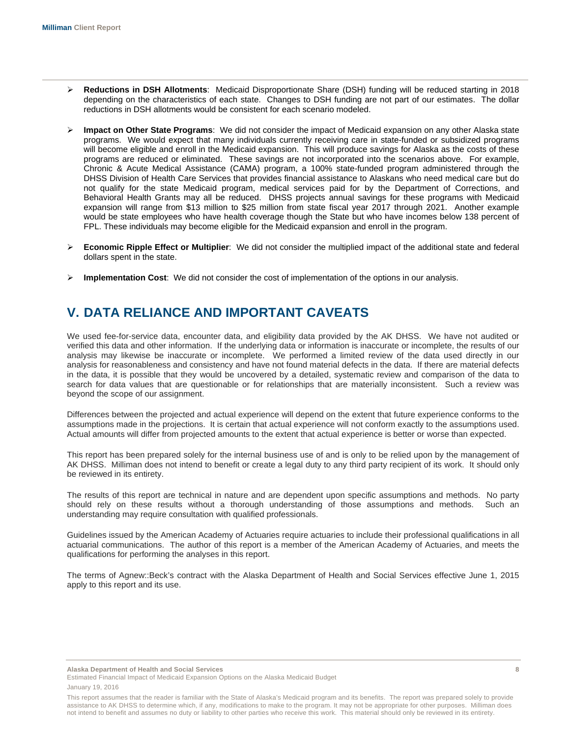- **Reductions in DSH Allotments**: Medicaid Disproportionate Share (DSH) funding will be reduced starting in 2018 depending on the characteristics of each state. Changes to DSH funding are not part of our estimates. The dollar reductions in DSH allotments would be consistent for each scenario modeled.

- **Impact on Other State Programs**: We did not consider the impact of Medicaid expansion on any other Alaska state programs. We would expect that many individuals currently receiving care in state-funded or subsidized programs will become eligible and enroll in the Medicaid expansion. This will produce savings for Alaska as the costs of these programs are reduced or eliminated. These savings are not incorporated into the scenarios above. For example, Chronic & Acute Medical Assistance (CAMA) program, a 100% state-funded program administered through the DHSS Division of Health Care Services that provides financial assistance to Alaskans who need medical care but do not qualify for the state Medicaid program, medical services paid for by the Department of Corrections, and Behavioral Health Grants may all be reduced. DHSS projects annual savings for these programs with Medicaid expansion will range from $13 million to $25 million from state fiscal year 2017 through 2021. Another example would be state employees who have health coverage though the State but who have incomes below 138 percent of FPL. These individuals may become eligible for the Medicaid expansion and enroll in the program.

- **Economic Ripple Effect or Multiplier**: We did not consider the multiplied impact of the additional state and federal dollars spent in the state.

- **Implementation Cost**: We did not consider the cost of implementation of the options in our analysis.

## V. DATA RELIANCE AND IMPORTANT CAVEATS

We used fee-for-service data, encounter data, and eligibility data provided by the AK DHSS. We have not audited or verified this data and other information. If the underlying data or information is inaccurate or incomplete, the results of our analysis may likewise be inaccurate or incomplete. We performed a limited review of the data used directly in our analysis for reasonableness and consistency and have not found material defects in the data. If there are material defects in the data, it is possible that they would be uncovered by a detailed, systematic review and comparison of the data to search for data values that are questionable or for relationships that are materially inconsistent. Such a review was beyond the scope of our assignment.

Differences between the projected and actual experience will depend on the extent that future experience conforms to the assumptions made in the projections. It is certain that actual experience will not conform exactly to the assumptions used. Actual amounts will differ from projected amounts to the extent that actual experience is better or worse than expected.

This report has been prepared solely for the internal business use of and is only to be relied upon by the management of AK DHSS. Milliman does not intend to benefit or create a legal duty to any third party recipient of its work. It should only be reviewed in its entirety.

The results of this report are technical in nature and are dependent upon specific assumptions and methods. No party should rely on these results without a thorough understanding of those assumptions and methods. Such an understanding may require consultation with qualified professionals.

Guidelines issued by the American Academy of Actuaries require actuaries to include their professional qualifications in all actuarial communications. The author of this report is a member of the American Academy of Actuaries, and meets the qualifications for performing the analyses in this report.

The terms of Agnew::Beck's contract with the Alaska Department of Health and Social Services effective June 1, 2015 apply to this report and its use.